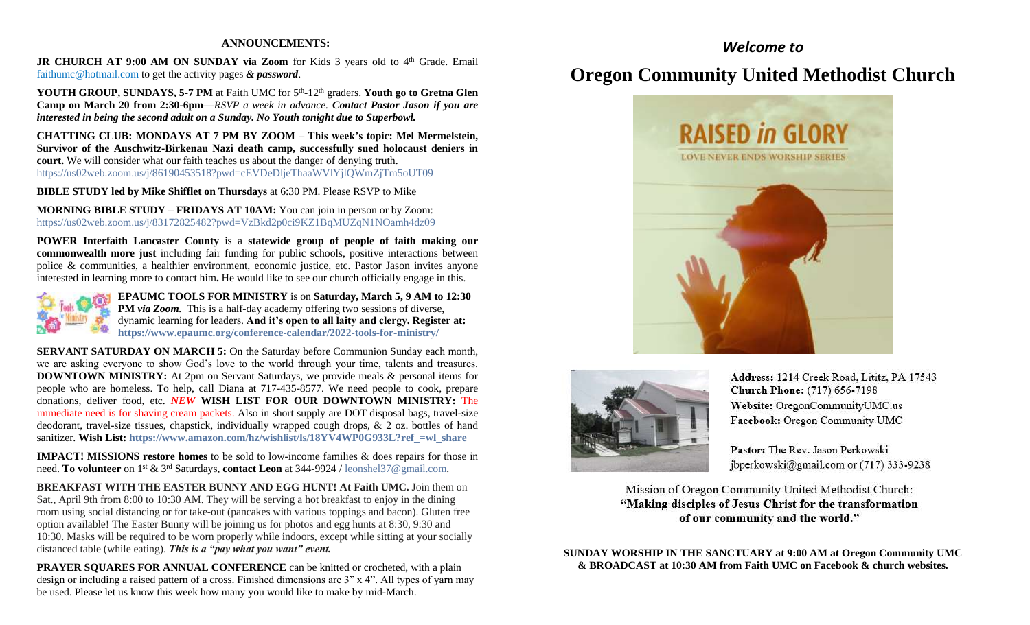## ANNOUNCEMENTS:

**JR CHURCH AT 9:00 AM ON SUNDAY via Zoom** for Kids 3 years old to 4th Grade. Email faithumc@hotmail.com to get the activity pages ***& password***.

**YOUTH GROUP, SUNDAYS, 5-7 PM** at Faith UMC for 5th-12th graders. **Youth go to Gretna Glen Camp on March 20 from 2:30-6pm—***RSVP a week in advance.* ***Contact Pastor Jason if you are interested in being the second adult on a Sunday. No Youth tonight due to Superbowl.***

**CHATTING CLUB: MONDAYS AT 7 PM BY ZOOM – This week's topic: Mel Mermelstein, Survivor of the Auschwitz-Birkenau Nazi death camp, successfully sued holocaust deniers in court.** We will consider what our faith teaches us about the danger of denying truth.
https://us02web.zoom.us/j/86190453518?pwd=cEVDeDljeThaaWVlYjlQWmZjTm5oUT09

**BIBLE STUDY led by Mike Shifflet on Thursdays** at 6:30 PM. Please RSVP to Mike

**MORNING BIBLE STUDY – FRIDAYS AT 10AM:** You can join in person or by Zoom:
https://us02web.zoom.us/j/83172825482?pwd=VzBkd2p0ci9KZ1BqMUZqN1NOamh4dz09

**POWER Interfaith Lancaster County** is a **statewide group of people of faith making our commonwealth more just** including fair funding for public schools, positive interactions between police & communities, a healthier environment, economic justice, etc. Pastor Jason invites anyone interested in learning more to contact him**.** He would like to see our church officially engage in this.

**EPAUMC TOOLS FOR MINISTRY** is on **Saturday, March 5, 9 AM to 12:30 PM** ***via Zoom***. This is a half-day academy offering two sessions of diverse, dynamic learning for leaders. **And it's open to all laity and clergy. Register at: https://www.epaumc.org/conference-calendar/2022-tools-for-ministry/**

**SERVANT SATURDAY ON MARCH 5:** On the Saturday before Communion Sunday each month, we are asking everyone to show God's love to the world through your time, talents and treasures. **DOWNTOWN MINISTRY:** At 2pm on Servant Saturdays, we provide meals & personal items for people who are homeless. To help, call Diana at 717-435-8577. We need people to cook, prepare donations, deliver food, etc. ***NEW*** **WISH LIST FOR OUR DOWNTOWN MINISTRY:** The immediate need is for shaving cream packets. Also in short supply are DOT disposal bags, travel-size deodorant, travel-size tissues, chapstick, individually wrapped cough drops, & 2 oz. bottles of hand sanitizer. **Wish List: https://www.amazon.com/hz/wishlist/ls/18YV4WP0G933L?ref_=wl_share**

**IMPACT! MISSIONS restore homes** to be sold to low-income families & does repairs for those in need. **To volunteer** on 1st & 3rd Saturdays, **contact Leon** at 344-9924 / leonshel37@gmail.com.

**BREAKFAST WITH THE EASTER BUNNY AND EGG HUNT! At Faith UMC.** Join them on Sat., April 9th from 8:00 to 10:30 AM. They will be serving a hot breakfast to enjoy in the dining room using social distancing or for take-out (pancakes with various toppings and bacon). Gluten free option available! The Easter Bunny will be joining us for photos and egg hunts at 8:30, 9:30 and 10:30. Masks will be required to be worn properly while indoors, except while sitting at your socially distanced table (while eating). ***This is a "pay what you want" event.***

**PRAYER SQUARES FOR ANNUAL CONFERENCE** can be knitted or crocheted, with a plain design or including a raised pattern of a cross. Finished dimensions are 3" x 4". All types of yarn may be used. Please let us know this week how many you would like to make by mid-March.

### *Welcome to*

# Oregon Community United Methodist Church

RAISED *in* GLORY

LOVE NEVER ENDS WORSHIP SERIES

**Address:** 1214 Creek Road, Lititz, PA 17543
**Church Phone:** (717) 656-7198
**Website:** OregonCommunityUMC.us
**Facebook:** Oregon Community UMC

**Pastor:** The Rev. Jason Perkowski
jbperkowski@gmail.com or (717) 333-9238

Mission of Oregon Community United Methodist Church:
**"Making disciples of Jesus Christ for the transformation of our community and the world."**

**SUNDAY WORSHIP IN THE SANCTUARY at 9:00 AM at Oregon Community UMC & BROADCAST at 10:30 AM from Faith UMC on Facebook & church websites.**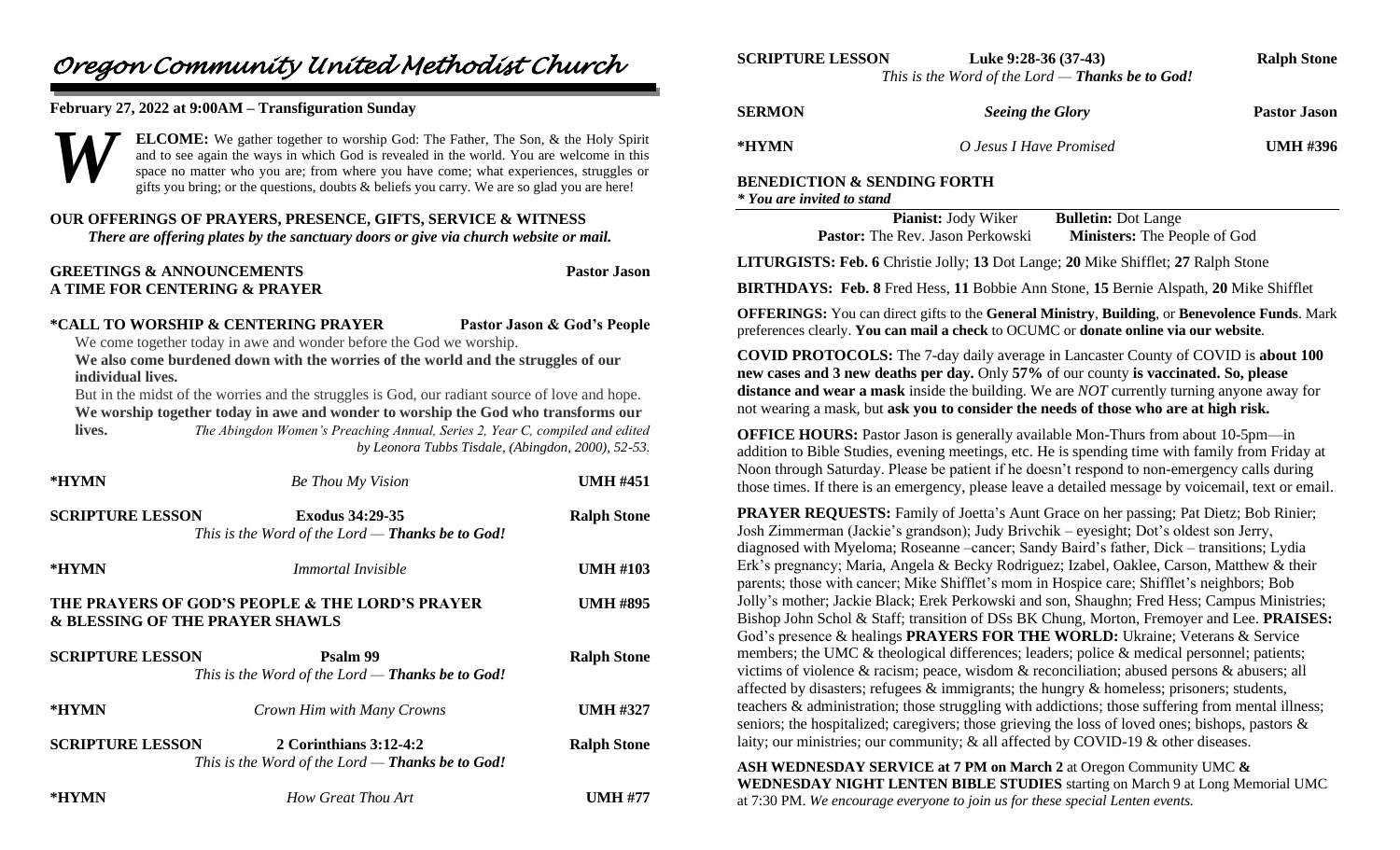# Oregon Community United Methodist Church

**February 27, 2022 at 9:00AM – Transfiguration Sunday**

**WELCOME:** We gather together to worship God: The Father, The Son, & the Holy Spirit and to see again the ways in which God is revealed in the world. You are welcome in this space no matter who you are; from where you have come; what experiences, struggles or gifts you bring; or the questions, doubts & beliefs you carry. We are so glad you are here!

**OUR OFFERINGS OF PRAYERS, PRESENCE, GIFTS, SERVICE & WITNESS**
*There are offering plates by the sanctuary doors or give via church website or mail.*

**GREETINGS & ANNOUNCEMENTS** — **Pastor Jason**
**A TIME FOR CENTERING & PRAYER**

**\*CALL TO WORSHIP & CENTERING PRAYER** — **Pastor Jason & God's People**

We come together today in awe and wonder before the God we worship.
**We also come burdened down with the worries of the world and the struggles of our individual lives.**
But in the midst of the worries and the struggles is God, our radiant source of love and hope.
**We worship together today in awe and wonder to worship the God who transforms our lives.**

*The Abingdon Women's Preaching Annual, Series 2, Year C, compiled and edited by Leonora Tubbs Tisdale, (Abingdon, 2000), 52-53.*

**\*HYMN** — *Be Thou My Vision* — **UMH #451**

**SCRIPTURE LESSON** — **Exodus 34:29-35** — **Ralph Stone**
*This is the Word of the Lord — **Thanks be to God!***

**\*HYMN** — *Immortal Invisible* — **UMH #103**

**THE PRAYERS OF GOD'S PEOPLE & THE LORD'S PRAYER** — **UMH #895**
**& BLESSING OF THE PRAYER SHAWLS**

**SCRIPTURE LESSON** — **Psalm 99** — **Ralph Stone**
*This is the Word of the Lord — **Thanks be to God!***

**\*HYMN** — *Crown Him with Many Crowns* — **UMH #327**

**SCRIPTURE LESSON** — **2 Corinthians 3:12-4:2** — **Ralph Stone**
*This is the Word of the Lord — **Thanks be to God!***

**\*HYMN** — *How Great Thou Art* — **UMH #77**

**SCRIPTURE LESSON** — **Luke 9:28-36 (37-43)** — **Ralph Stone**
*This is the Word of the Lord — **Thanks be to God!***

**SERMON** — ***Seeing the Glory*** — **Pastor Jason**

**\*HYMN** — *O Jesus I Have Promised* — **UMH #396**

**BENEDICTION & SENDING FORTH**
***\* You are invited to stand***

**Pianist:** Jody Wiker — **Bulletin:** Dot Lange
**Pastor:** The Rev. Jason Perkowski — **Ministers:** The People of God

**LITURGISTS: Feb. 6** Christie Jolly; **13** Dot Lange; **20** Mike Shifflet; **27** Ralph Stone

**BIRTHDAYS: Feb. 8** Fred Hess, **11** Bobbie Ann Stone, **15** Bernie Alspath, **20** Mike Shifflet

**OFFERINGS:** You can direct gifts to the **General Ministry**, **Building**, or **Benevolence Funds**. Mark preferences clearly. **You can mail a check** to OCUMC or **donate online via our website**.

**COVID PROTOCOLS:** The 7-day daily average in Lancaster County of COVID is **about 100 new cases and 3 new deaths per day.** Only **57%** of our county **is vaccinated. So, please distance and wear a mask** inside the building. We are *NOT* currently turning anyone away for not wearing a mask, but **ask you to consider the needs of those who are at high risk.**

**OFFICE HOURS:** Pastor Jason is generally available Mon-Thurs from about 10-5pm—in addition to Bible Studies, evening meetings, etc. He is spending time with family from Friday at Noon through Saturday. Please be patient if he doesn't respond to non-emergency calls during those times. If there is an emergency, please leave a detailed message by voicemail, text or email.

**PRAYER REQUESTS:** Family of Joetta's Aunt Grace on her passing; Pat Dietz; Bob Rinier; Josh Zimmerman (Jackie's grandson); Judy Brivchik – eyesight; Dot's oldest son Jerry, diagnosed with Myeloma; Roseanne –cancer; Sandy Baird's father, Dick – transitions; Lydia Erk's pregnancy; Maria, Angela & Becky Rodriguez; Izabel, Oaklee, Carson, Matthew & their parents; those with cancer; Mike Shifflet's mom in Hospice care; Shifflet's neighbors; Bob Jolly's mother; Jackie Black; Erek Perkowski and son, Shaughn; Fred Hess; Campus Ministries; Bishop John Schol & Staff; transition of DSs BK Chung, Morton, Fremoyer and Lee. **PRAISES:** God's presence & healings **PRAYERS FOR THE WORLD:** Ukraine; Veterans & Service members; the UMC & theological differences; leaders; police & medical personnel; patients; victims of violence & racism; peace, wisdom & reconciliation; abused persons & abusers; all affected by disasters; refugees & immigrants; the hungry & homeless; prisoners; students, teachers & administration; those struggling with addictions; those suffering from mental illness; seniors; the hospitalized; caregivers; those grieving the loss of loved ones; bishops, pastors & laity; our ministries; our community; & all affected by COVID-19 & other diseases.

**ASH WEDNESDAY SERVICE at 7 PM on March 2** at Oregon Community UMC **& WEDNESDAY NIGHT LENTEN BIBLE STUDIES** starting on March 9 at Long Memorial UMC at 7:30 PM. *We encourage everyone to join us for these special Lenten events.*